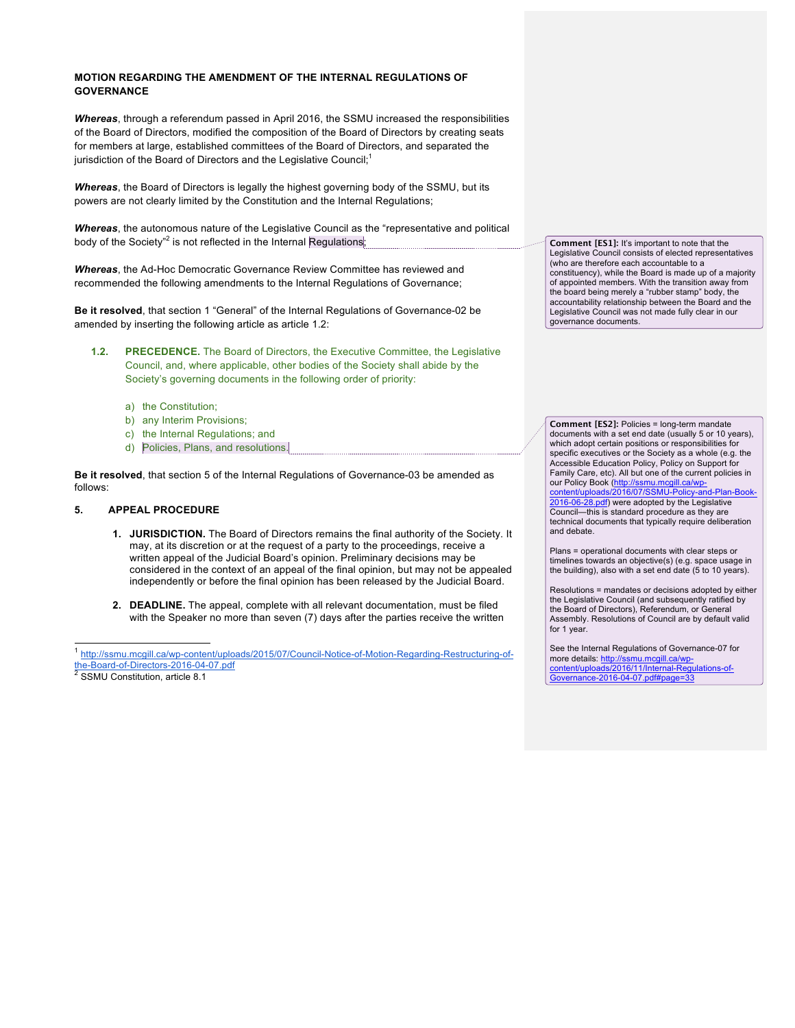**MOTION REGARDING THE AMENDMENT OF THE INTERNAL REGULATIONS OF GOVERNANCE**

***Whereas***, through a referendum passed in April 2016, the SSMU increased the responsibilities of the Board of Directors, modified the composition of the Board of Directors by creating seats for members at large, established committees of the Board of Directors, and separated the jurisdiction of the Board of Directors and the Legislative Council;[1]

***Whereas***, the Board of Directors is legally the highest governing body of the SSMU, but its powers are not clearly limited by the Constitution and the Internal Regulations;

***Whereas***, the autonomous nature of the Legislative Council as the "representative and political body of the Society"[2] is not reflected in the Internal Regulations;

> **Comment [ES1]:** It's important to note that the Legislative Council consists of elected representatives (who are therefore each accountable to a constituency), while the Board is made up of a majority of appointed members. With the transition away from the board being merely a "rubber stamp" body, the accountability relationship between the Board and the Legislative Council was not made fully clear in our governance documents.

***Whereas***, the Ad-Hoc Democratic Governance Review Committee has reviewed and recommended the following amendments to the Internal Regulations of Governance;

**Be it resolved**, that section 1 "General" of the Internal Regulations of Governance-02 be amended by inserting the following article as article 1.2:

**1.2. PRECEDENCE.** The Board of Directors, the Executive Committee, the Legislative Council, and, where applicable, other bodies of the Society shall abide by the Society's governing documents in the following order of priority:

a) the Constitution;
b) any Interim Provisions;
c) the Internal Regulations; and
d) Policies, Plans, and resolutions.

> **Comment [ES2]:** Policies = long-term mandate documents with a set end date (usually 5 or 10 years), which adopt certain positions or responsibilities for specific executives or the Society as a whole (e.g. the Accessible Education Policy, Policy on Support for Family Care, etc). All but one of the current policies in our Policy Book (http://ssmu.mcgill.ca/wp-content/uploads/2016/07/SSMU-Policy-and-Plan-Book-2016-06-28.pdf) were adopted by the Legislative Council—this is standard procedure as they are technical documents that typically require deliberation and debate.
>
> Plans = operational documents with clear steps or timelines towards an objective(s) (e.g. space usage in the building), also with a set end date (5 to 10 years).
>
> Resolutions = mandates or decisions adopted by either the Legislative Council (and subsequently ratified by the Board of Directors), Referendum, or General Assembly. Resolutions of Council are by default valid for 1 year.
>
> See the Internal Regulations of Governance-07 for more details: http://ssmu.mcgill.ca/wp-content/uploads/2016/11/Internal-Regulations-of-Governance-2016-04-07.pdf#page=33

**Be it resolved**, that section 5 of the Internal Regulations of Governance-03 be amended as follows:

**5. APPEAL PROCEDURE**

1. **JURISDICTION.** The Board of Directors remains the final authority of the Society. It may, at its discretion or at the request of a party to the proceedings, receive a written appeal of the Judicial Board's opinion. Preliminary decisions may be considered in the context of an appeal of the final opinion, but may not be appealed independently or before the final opinion has been released by the Judicial Board.

2. **DEADLINE.** The appeal, complete with all relevant documentation, must be filed with the Speaker no more than seven (7) days after the parties receive the written

---

[1] http://ssmu.mcgill.ca/wp-content/uploads/2015/07/Council-Notice-of-Motion-Regarding-Restructuring-of-the-Board-of-Directors-2016-04-07.pdf

[2] SSMU Constitution, article 8.1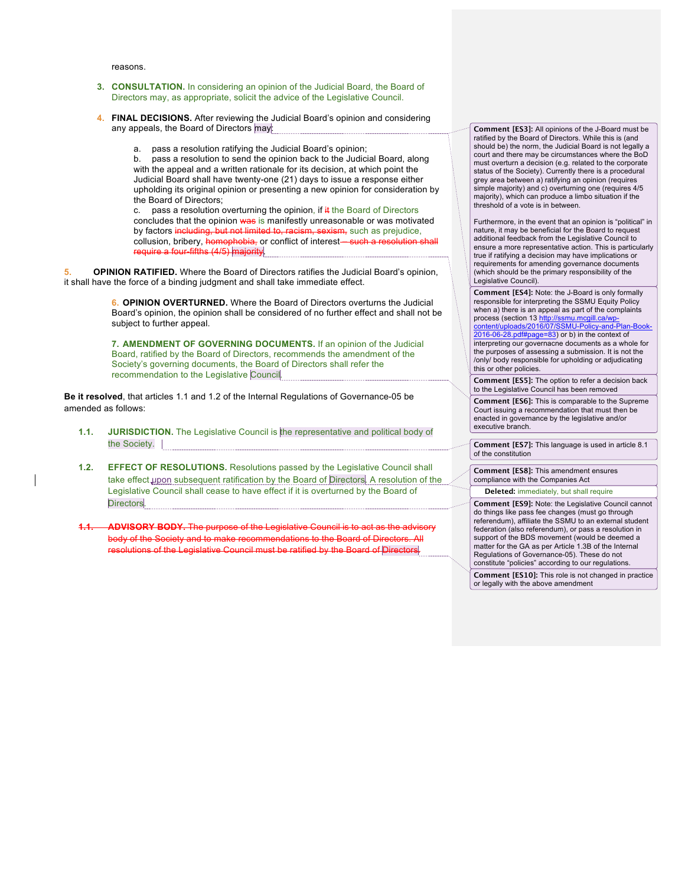reasons.

3. **CONSULTATION.** In considering an opinion of the Judicial Board, the Board of Directors may, as appropriate, solicit the advice of the Legislative Council.

4. **FINAL DECISIONS.** After reviewing the Judicial Board's opinion and considering any appeals, the Board of Directors may:

   a. pass a resolution ratifying the Judicial Board's opinion;
   
   b. pass a resolution to send the opinion back to the Judicial Board, along with the appeal and a written rationale for its decision, at which point the Judicial Board shall have twenty-one (21) days to issue a response either upholding its original opinion or presenting a new opinion for consideration by the Board of Directors;
   
   c. pass a resolution overturning the opinion, if ~~it~~ the Board of Directors concludes that the opinion ~~was~~ is manifestly unreasonable or was motivated by factors ~~including, but not limited to, racism, sexism,~~ such as prejudice, collusion, bribery, ~~homophobia,~~ or conflict of interest~~—such a resolution shall require a four-fifths (4/5) majority~~.

5. **OPINION RATIFIED.** Where the Board of Directors ratifies the Judicial Board's opinion, it shall have the force of a binding judgment and shall take immediate effect.

6. **OPINION OVERTURNED.** Where the Board of Directors overturns the Judicial Board's opinion, the opinion shall be considered of no further effect and shall not be subject to further appeal.

7. **AMENDMENT OF GOVERNING DOCUMENTS.** If an opinion of the Judicial Board, ratified by the Board of Directors, recommends the amendment of the Society's governing documents, the Board of Directors shall refer the recommendation to the Legislative Council.

**Be it resolved**, that articles 1.1 and 1.2 of the Internal Regulations of Governance-05 be amended as follows:

1.1. **JURISDICTION.** The Legislative Council is the representative and political body of the Society.

1.2. **EFFECT OF RESOLUTIONS.** Resolutions passed by the Legislative Council shall take effect upon subsequent ratification by the Board of Directors. A resolution of the Legislative Council shall cease to have effect if it is overturned by the Board of Directors.

~~1.1. **ADVISORY BODY.** The purpose of the Legislative Council is to act as the advisory body of the Society and to make recommendations to the Board of Directors. All resolutions of the Legislative Council must be ratified by the Board of Directors.~~

---

**Comment [ES3]:** All opinions of the J-Board must be ratified by the Board of Directors. While this is (and should be) the norm, the Judicial Board is not legally a court and there may be circumstances where the BoD must overturn a decision (e.g. related to the corporate status of the Society). Currently there is a procedural grey area between a) ratifying an opinion (requires simple majority) and c) overturning one (requires 4/5 majority), which can produce a limbo situation if the threshold of a vote is in between.

Furthermore, in the event that an opinion is "political" in nature, it may be beneficial for the Board to request additional feedback from the Legislative Council to ensure a more representative action. This is particularly true if ratifying a decision may have implications or requirements for amending governance documents (which should be the primary responsibility of the Legislative Council).

**Comment [ES4]:** Note: the J-Board is only formally responsible for interpreting the SSMU Equity Policy when a) there is an appeal as part of the complaints process (section 13 http://ssmu.mcgill.ca/wp-content/uploads/2016/07/SSMU-Policy-and-Plan-Book-2016-06-28.pdf#page=83) or b) in the context of interpreting our governacne documents as a whole for the purposes of assessing a submission. It is not the /only/ body responsible for upholding or adjudicating this or other policies.

**Comment [ES5]:** The option to refer a decision back to the Legislative Council has been removed

**Comment [ES6]:** This is comparable to the Supreme Court issuing a recommendation that must then be enacted in governance by the legislative and/or executive branch.

**Comment [ES7]:** This language is used in article 8.1 of the constitution

**Comment [ES8]:** This amendment ensures compliance with the Companies Act

**Deleted:** immediately, but shall require

**Comment [ES9]:** Note: the Legislative Council cannot do things like pass fee changes (must go through referendum), affiliate the SSMU to an external student federation (also referendum), or pass a resolution in support of the BDS movement (would be deemed a matter for the GA as per Article 1.3B of the Internal Regulations of Governance-05). These do not constitute "policies" according to our regulations.

**Comment [ES10]:** This role is not changed in practice or legally with the above amendment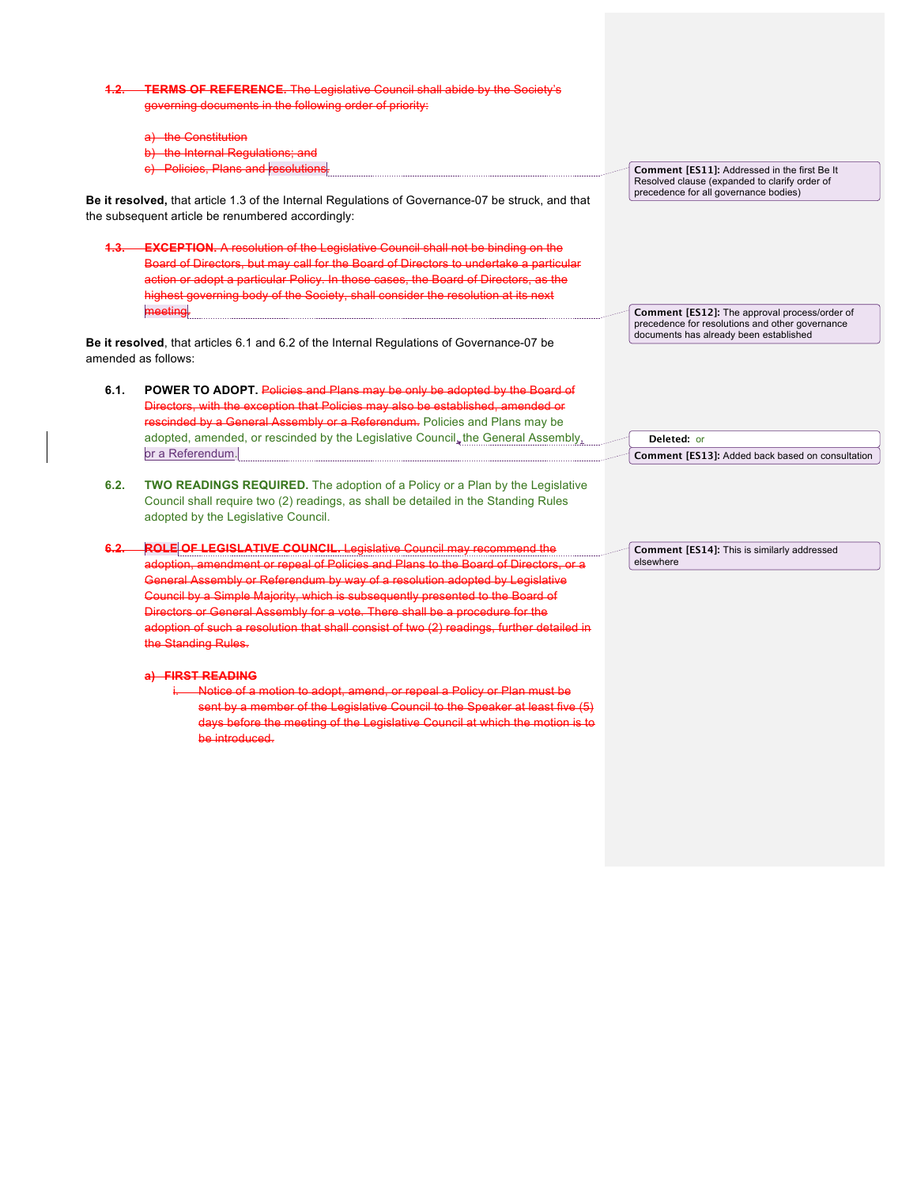~~**1.2. TERMS OF REFERENCE.** The Legislative Council shall abide by the Society's governing documents in the following order of priority:~~

~~a) the Constitution~~
~~b) the Internal Regulations; and~~
~~c) Policies, Plans and resolutions~~

> **Comment [ES11]:** Addressed in the first Be It Resolved clause (expanded to clarify order of precedence for all governance bodies)

**Be it resolved,** that article 1.3 of the Internal Regulations of Governance-07 be struck, and that the subsequent article be renumbered accordingly:

~~**1.3. EXCEPTION.** A resolution of the Legislative Council shall not be binding on the Board of Directors, but may call for the Board of Directors to undertake a particular action or adopt a particular Policy. In those cases, the Board of Directors, as the highest governing body of the Society, shall consider the resolution at its next meeting.~~

> **Comment [ES12]:** The approval process/order of precedence for resolutions and other governance documents has already been established

**Be it resolved**, that articles 6.1 and 6.2 of the Internal Regulations of Governance-07 be amended as follows:

**6.1. POWER TO ADOPT.** ~~Policies and Plans may be only be adopted by the Board of Directors, with the exception that Policies may also be established, amended or rescinded by a General Assembly or a Referendum.~~ Policies and Plans may be adopted, amended, or rescinded by the Legislative Council, the General Assembly, or a Referendum.

> **Deleted:** or

> **Comment [ES13]:** Added back based on consultation

**6.2. TWO READINGS REQUIRED.** The adoption of a Policy or a Plan by the Legislative Council shall require two (2) readings, as shall be detailed in the Standing Rules adopted by the Legislative Council.

~~**6.2. ROLE OF LEGISLATIVE COUNCIL.** Legislative Council may recommend the adoption, amendment or repeal of Policies and Plans to the Board of Directors, or a General Assembly or Referendum by way of a resolution adopted by Legislative Council by a Simple Majority, which is subsequently presented to the Board of Directors or General Assembly for a vote. There shall be a procedure for the adoption of such a resolution that shall consist of two (2) readings, further detailed in the Standing Rules.~~

> **Comment [ES14]:** This is similarly addressed elsewhere

~~**a) FIRST READING**~~

~~i. Notice of a motion to adopt, amend, or repeal a Policy or Plan must be sent by a member of the Legislative Council to the Speaker at least five (5) days before the meeting of the Legislative Council at which the motion is to be introduced.~~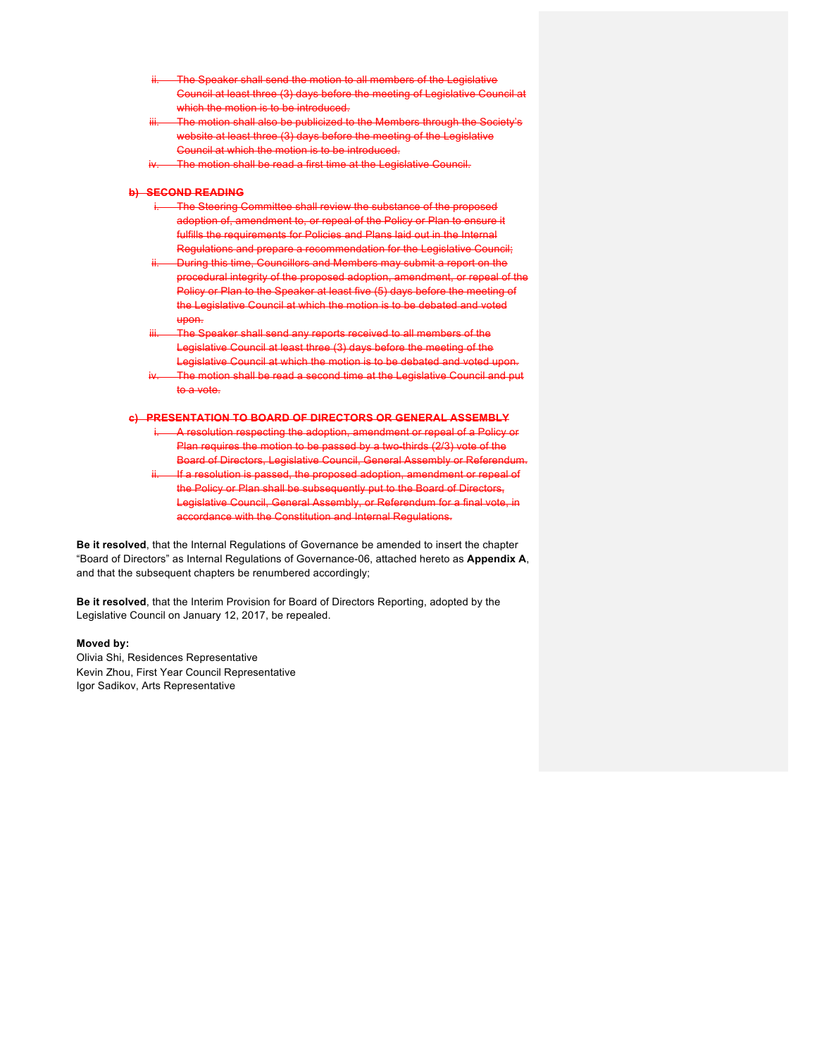~~ii. The Speaker shall send the motion to all members of the Legislative Council at least three (3) days before the meeting of Legislative Council at which the motion is to be introduced.~~

~~iii. The motion shall also be publicized to the Members through the Society's website at least three (3) days before the meeting of the Legislative Council at which the motion is to be introduced.~~

~~iv. The motion shall be read a first time at the Legislative Council.~~

~~**b) SECOND READING**~~

~~i. The Steering Committee shall review the substance of the proposed adoption of, amendment to, or repeal of the Policy or Plan to ensure it fulfills the requirements for Policies and Plans laid out in the Internal Regulations and prepare a recommendation for the Legislative Council;~~

~~ii. During this time, Councillors and Members may submit a report on the procedural integrity of the proposed adoption, amendment, or repeal of the Policy or Plan to the Speaker at least five (5) days before the meeting of the Legislative Council at which the motion is to be debated and voted upon.~~

~~iii. The Speaker shall send any reports received to all members of the Legislative Council at least three (3) days before the meeting of the Legislative Council at which the motion is to be debated and voted upon.~~

~~iv. The motion shall be read a second time at the Legislative Council and put to a vote.~~

~~**c) PRESENTATION TO BOARD OF DIRECTORS OR GENERAL ASSEMBLY**~~

~~i. A resolution respecting the adoption, amendment or repeal of a Policy or Plan requires the motion to be passed by a two-thirds (2/3) vote of the Board of Directors, Legislative Council, General Assembly or Referendum.~~

~~ii. If a resolution is passed, the proposed adoption, amendment or repeal of the Policy or Plan shall be subsequently put to the Board of Directors, Legislative Council, General Assembly, or Referendum for a final vote, in accordance with the Constitution and Internal Regulations.~~

**Be it resolved**, that the Internal Regulations of Governance be amended to insert the chapter "Board of Directors" as Internal Regulations of Governance-06, attached hereto as **Appendix A**, and that the subsequent chapters be renumbered accordingly;

**Be it resolved**, that the Interim Provision for Board of Directors Reporting, adopted by the Legislative Council on January 12, 2017, be repealed.

**Moved by:**
Olivia Shi, Residences Representative
Kevin Zhou, First Year Council Representative
Igor Sadikov, Arts Representative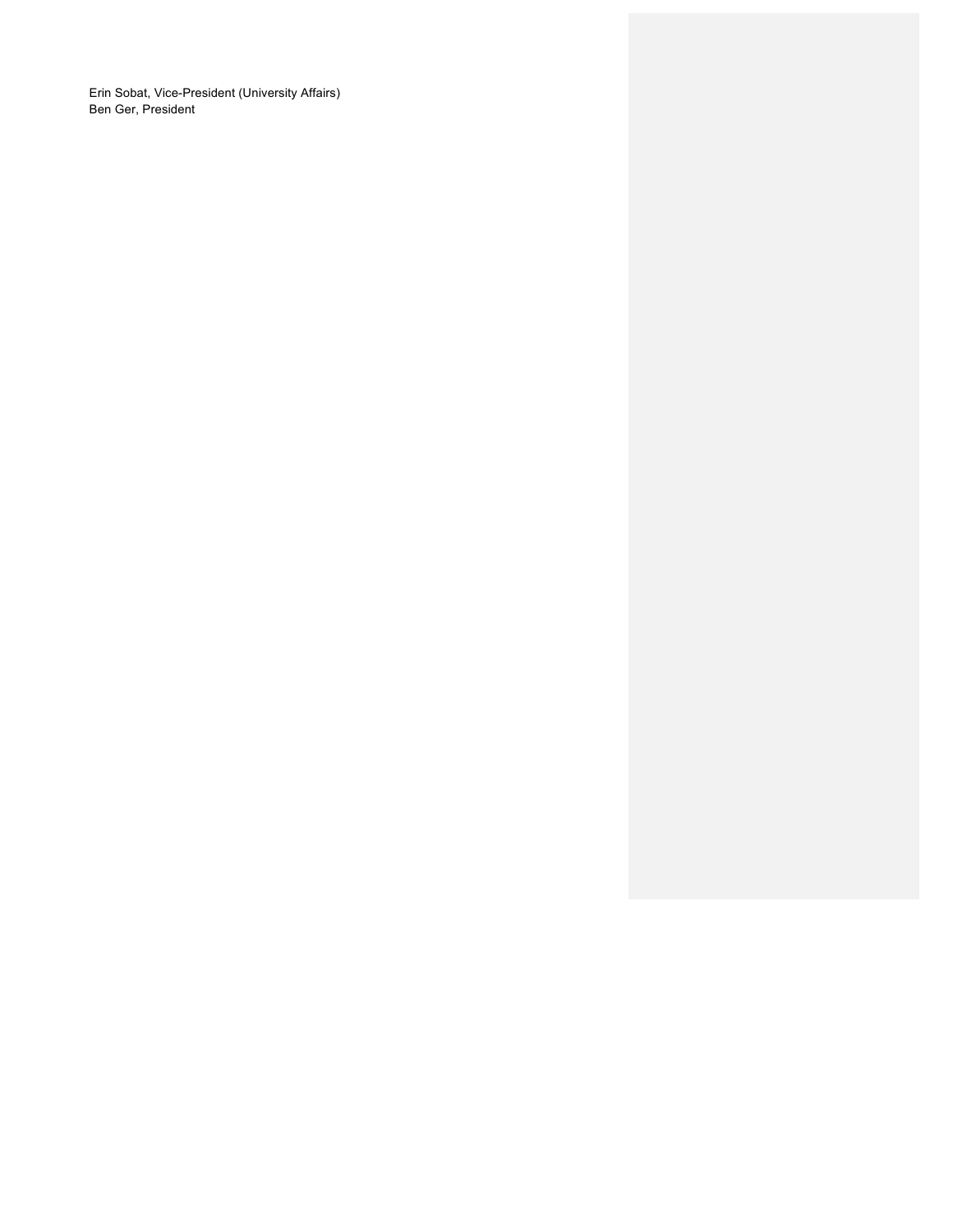Erin Sobat, Vice-President (University Affairs)
Ben Ger, President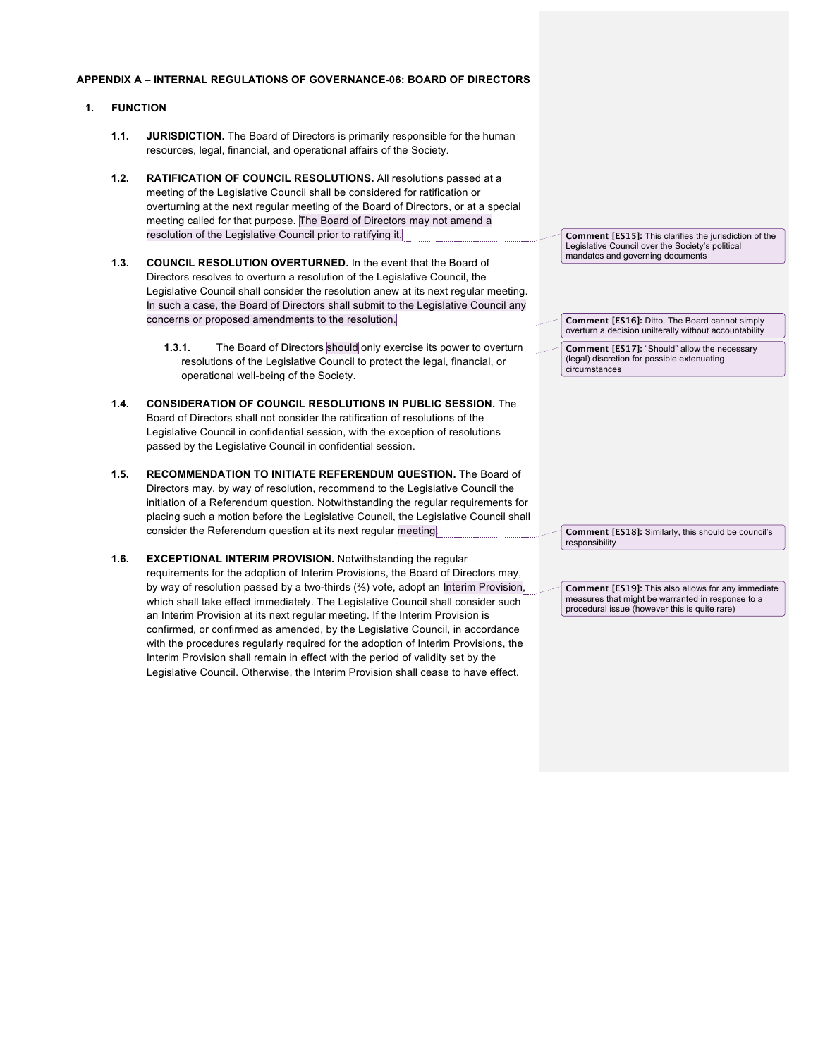## APPENDIX A – INTERNAL REGULATIONS OF GOVERNANCE-06: BOARD OF DIRECTORS

### 1. FUNCTION

**1.1. JURISDICTION.** The Board of Directors is primarily responsible for the human resources, legal, financial, and operational affairs of the Society.

**1.2. RATIFICATION OF COUNCIL RESOLUTIONS.** All resolutions passed at a meeting of the Legislative Council shall be considered for ratification or overturning at the next regular meeting of the Board of Directors, or at a special meeting called for that purpose. The Board of Directors may not amend a resolution of the Legislative Council prior to ratifying it.

> **Comment [ES15]:** This clarifies the jurisdiction of the Legislative Council over the Society's political mandates and governing documents

**1.3. COUNCIL RESOLUTION OVERTURNED.** In the event that the Board of Directors resolves to overturn a resolution of the Legislative Council, the Legislative Council shall consider the resolution anew at its next regular meeting. In such a case, the Board of Directors shall submit to the Legislative Council any concerns or proposed amendments to the resolution.

> **Comment [ES16]:** Ditto. The Board cannot simply overturn a decision unilterally without accountability

**1.3.1.** The Board of Directors should only exercise its power to overturn resolutions of the Legislative Council to protect the legal, financial, or operational well-being of the Society.

> **Comment [ES17]:** "Should" allow the necessary (legal) discretion for possible extenuating circumstances

**1.4. CONSIDERATION OF COUNCIL RESOLUTIONS IN PUBLIC SESSION.** The Board of Directors shall not consider the ratification of resolutions of the Legislative Council in confidential session, with the exception of resolutions passed by the Legislative Council in confidential session.

**1.5. RECOMMENDATION TO INITIATE REFERENDUM QUESTION.** The Board of Directors may, by way of resolution, recommend to the Legislative Council the initiation of a Referendum question. Notwithstanding the regular requirements for placing such a motion before the Legislative Council, the Legislative Council shall consider the Referendum question at its next regular meeting.

> **Comment [ES18]:** Similarly, this should be council's responsibility

**1.6. EXCEPTIONAL INTERIM PROVISION.** Notwithstanding the regular requirements for the adoption of Interim Provisions, the Board of Directors may, by way of resolution passed by a two-thirds (⅔) vote, adopt an Interim Provision, which shall take effect immediately. The Legislative Council shall consider such an Interim Provision at its next regular meeting. If the Interim Provision is confirmed, or confirmed as amended, by the Legislative Council, in accordance with the procedures regularly required for the adoption of Interim Provisions, the Interim Provision shall remain in effect with the period of validity set by the Legislative Council. Otherwise, the Interim Provision shall cease to have effect.

> **Comment [ES19]:** This also allows for any immediate measures that might be warranted in response to a procedural issue (however this is quite rare)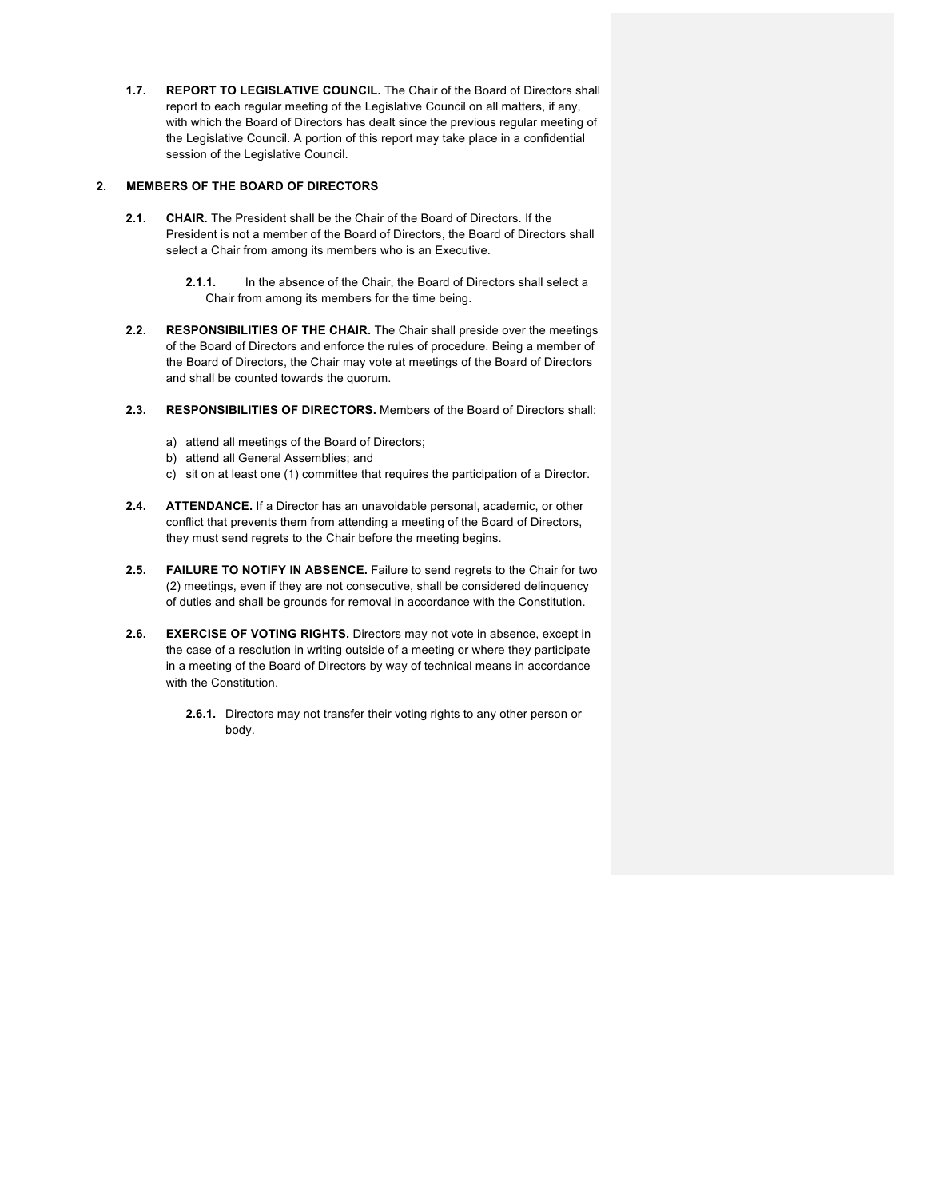**1.7. REPORT TO LEGISLATIVE COUNCIL.** The Chair of the Board of Directors shall report to each regular meeting of the Legislative Council on all matters, if any, with which the Board of Directors has dealt since the previous regular meeting of the Legislative Council. A portion of this report may take place in a confidential session of the Legislative Council.

## 2. MEMBERS OF THE BOARD OF DIRECTORS

**2.1. CHAIR.** The President shall be the Chair of the Board of Directors. If the President is not a member of the Board of Directors, the Board of Directors shall select a Chair from among its members who is an Executive.

> **2.1.1.** In the absence of the Chair, the Board of Directors shall select a Chair from among its members for the time being.

**2.2. RESPONSIBILITIES OF THE CHAIR.** The Chair shall preside over the meetings of the Board of Directors and enforce the rules of procedure. Being a member of the Board of Directors, the Chair may vote at meetings of the Board of Directors and shall be counted towards the quorum.

**2.3. RESPONSIBILITIES OF DIRECTORS.** Members of the Board of Directors shall:

a) attend all meetings of the Board of Directors;
b) attend all General Assemblies; and
c) sit on at least one (1) committee that requires the participation of a Director.

**2.4. ATTENDANCE.** If a Director has an unavoidable personal, academic, or other conflict that prevents them from attending a meeting of the Board of Directors, they must send regrets to the Chair before the meeting begins.

**2.5. FAILURE TO NOTIFY IN ABSENCE.** Failure to send regrets to the Chair for two (2) meetings, even if they are not consecutive, shall be considered delinquency of duties and shall be grounds for removal in accordance with the Constitution.

**2.6. EXERCISE OF VOTING RIGHTS.** Directors may not vote in absence, except in the case of a resolution in writing outside of a meeting or where they participate in a meeting of the Board of Directors by way of technical means in accordance with the Constitution.

> **2.6.1.** Directors may not transfer their voting rights to any other person or body.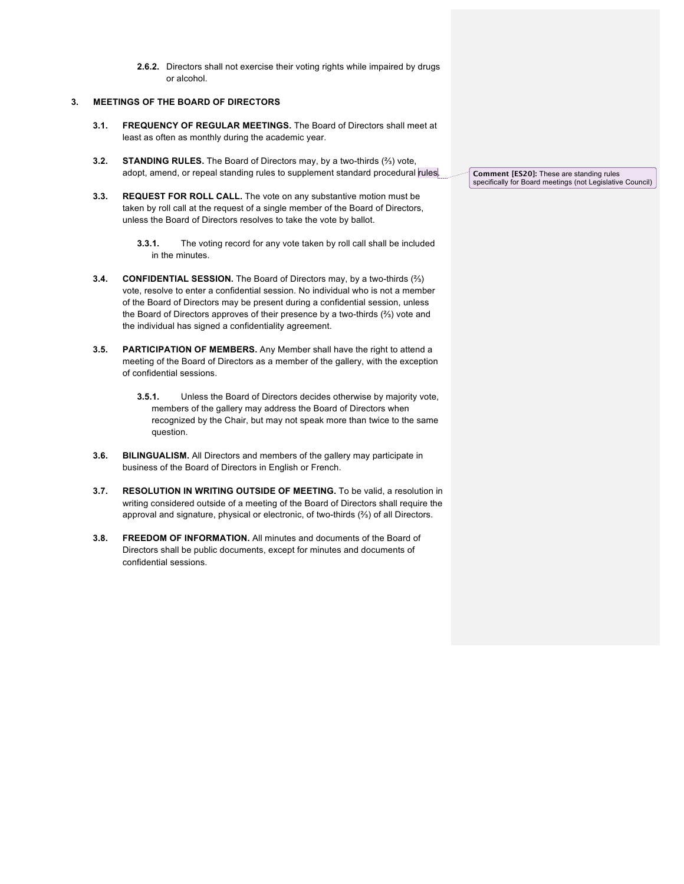**2.6.2.** Directors shall not exercise their voting rights while impaired by drugs or alcohol.

## 3. MEETINGS OF THE BOARD OF DIRECTORS

**3.1. FREQUENCY OF REGULAR MEETINGS.** The Board of Directors shall meet at least as often as monthly during the academic year.

**3.2. STANDING RULES.** The Board of Directors may, by a two-thirds (⅔) vote, adopt, amend, or repeal standing rules to supplement standard procedural rules.

**Comment [ES20]:** These are standing rules specifically for Board meetings (not Legislative Council)

**3.3. REQUEST FOR ROLL CALL.** The vote on any substantive motion must be taken by roll call at the request of a single member of the Board of Directors, unless the Board of Directors resolves to take the vote by ballot.

**3.3.1.** The voting record for any vote taken by roll call shall be included in the minutes.

**3.4. CONFIDENTIAL SESSION.** The Board of Directors may, by a two-thirds (⅔) vote, resolve to enter a confidential session. No individual who is not a member of the Board of Directors may be present during a confidential session, unless the Board of Directors approves of their presence by a two-thirds (⅔) vote and the individual has signed a confidentiality agreement.

**3.5. PARTICIPATION OF MEMBERS.** Any Member shall have the right to attend a meeting of the Board of Directors as a member of the gallery, with the exception of confidential sessions.

**3.5.1.** Unless the Board of Directors decides otherwise by majority vote, members of the gallery may address the Board of Directors when recognized by the Chair, but may not speak more than twice to the same question.

**3.6. BILINGUALISM.** All Directors and members of the gallery may participate in business of the Board of Directors in English or French.

**3.7. RESOLUTION IN WRITING OUTSIDE OF MEETING.** To be valid, a resolution in writing considered outside of a meeting of the Board of Directors shall require the approval and signature, physical or electronic, of two-thirds (⅔) of all Directors.

**3.8. FREEDOM OF INFORMATION.** All minutes and documents of the Board of Directors shall be public documents, except for minutes and documents of confidential sessions.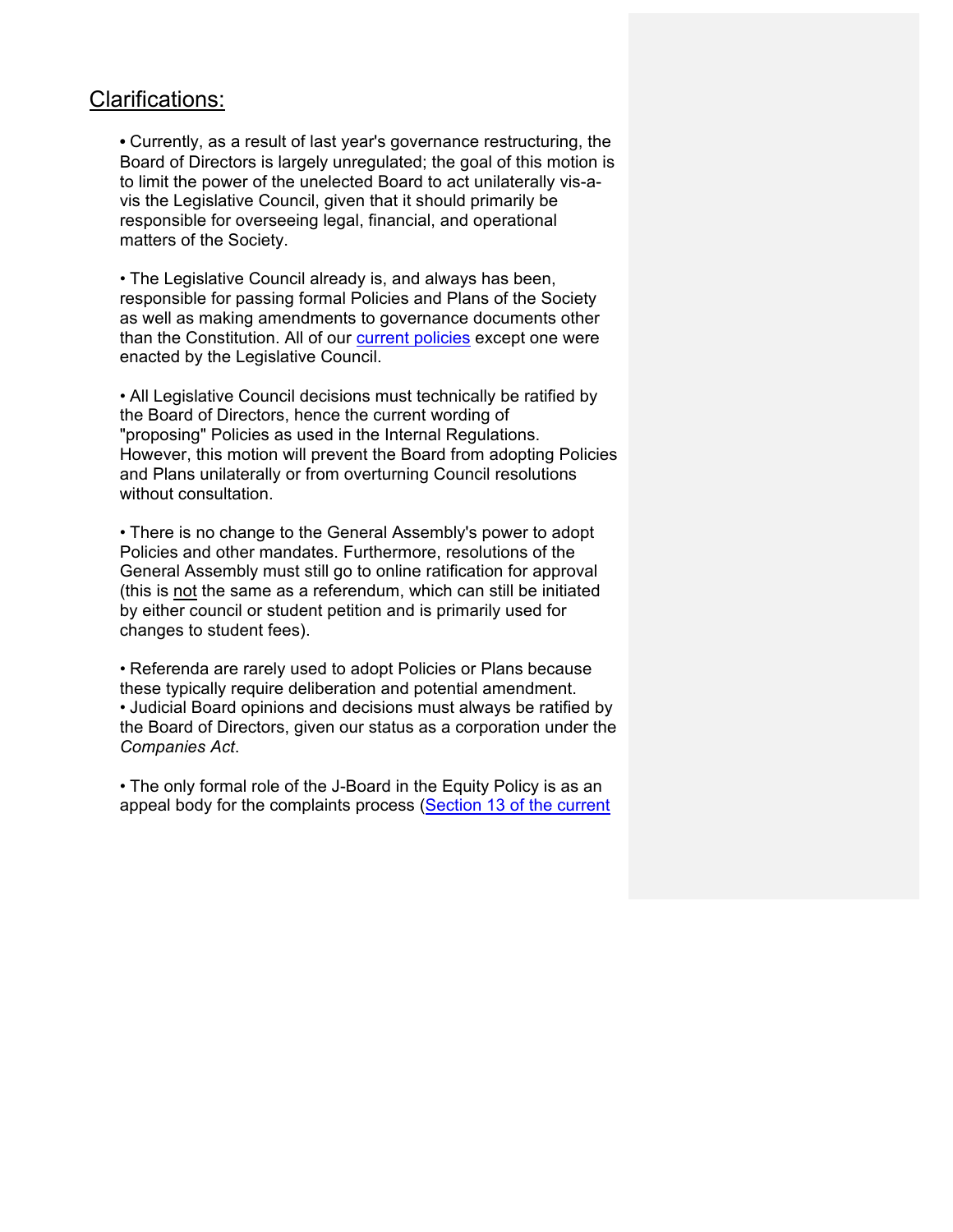## Clarifications:

- Currently, as a result of last year's governance restructuring, the Board of Directors is largely unregulated; the goal of this motion is to limit the power of the unelected Board to act unilaterally vis-a-vis the Legislative Council, given that it should primarily be responsible for overseeing legal, financial, and operational matters of the Society.

- The Legislative Council already is, and always has been, responsible for passing formal Policies and Plans of the Society as well as making amendments to governance documents other than the Constitution. All of our current policies except one were enacted by the Legislative Council.

- All Legislative Council decisions must technically be ratified by the Board of Directors, hence the current wording of "proposing" Policies as used in the Internal Regulations. However, this motion will prevent the Board from adopting Policies and Plans unilaterally or from overturning Council resolutions without consultation.

- There is no change to the General Assembly's power to adopt Policies and other mandates. Furthermore, resolutions of the General Assembly must still go to online ratification for approval (this is not the same as a referendum, which can still be initiated by either council or student petition and is primarily used for changes to student fees).

- Referenda are rarely used to adopt Policies or Plans because these typically require deliberation and potential amendment.
- Judicial Board opinions and decisions must always be ratified by the Board of Directors, given our status as a corporation under the *Companies Act*.

- The only formal role of the J-Board in the Equity Policy is as an appeal body for the complaints process (Section 13 of the current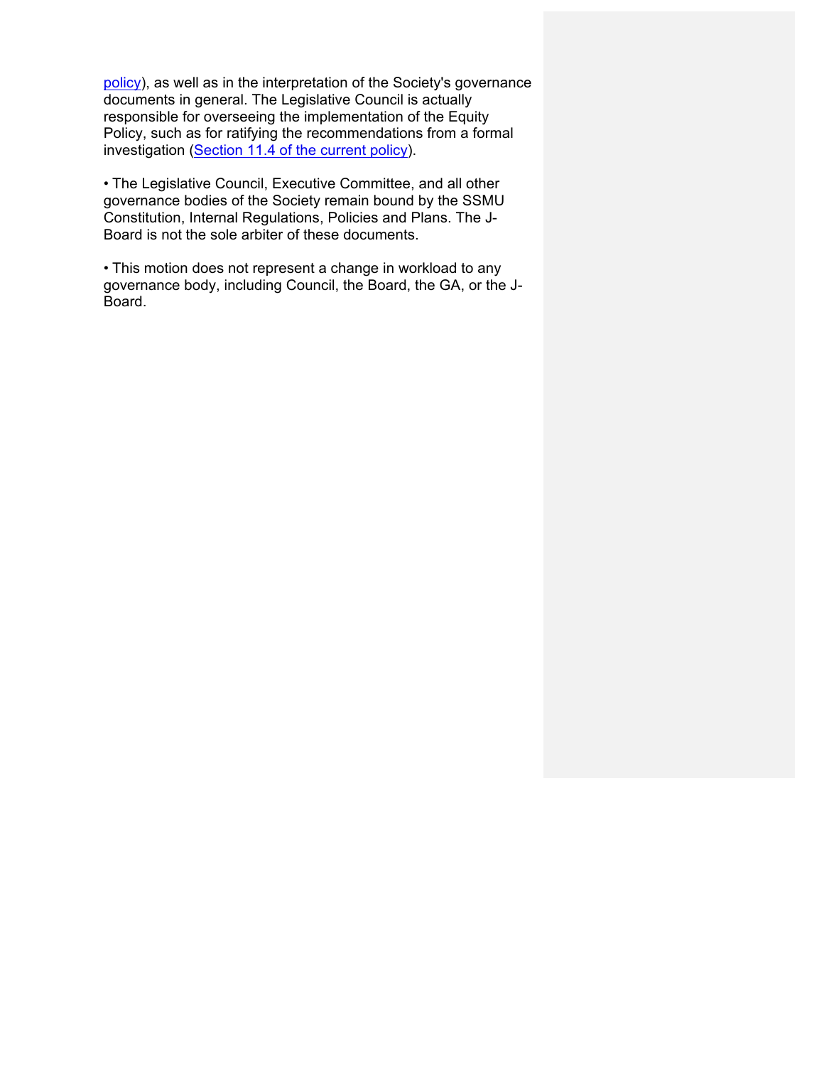policy), as well as in the interpretation of the Society's governance documents in general. The Legislative Council is actually responsible for overseeing the implementation of the Equity Policy, such as for ratifying the recommendations from a formal investigation (Section 11.4 of the current policy).

• The Legislative Council, Executive Committee, and all other governance bodies of the Society remain bound by the SSMU Constitution, Internal Regulations, Policies and Plans. The J-Board is not the sole arbiter of these documents.

• This motion does not represent a change in workload to any governance body, including Council, the Board, the GA, or the J-Board.